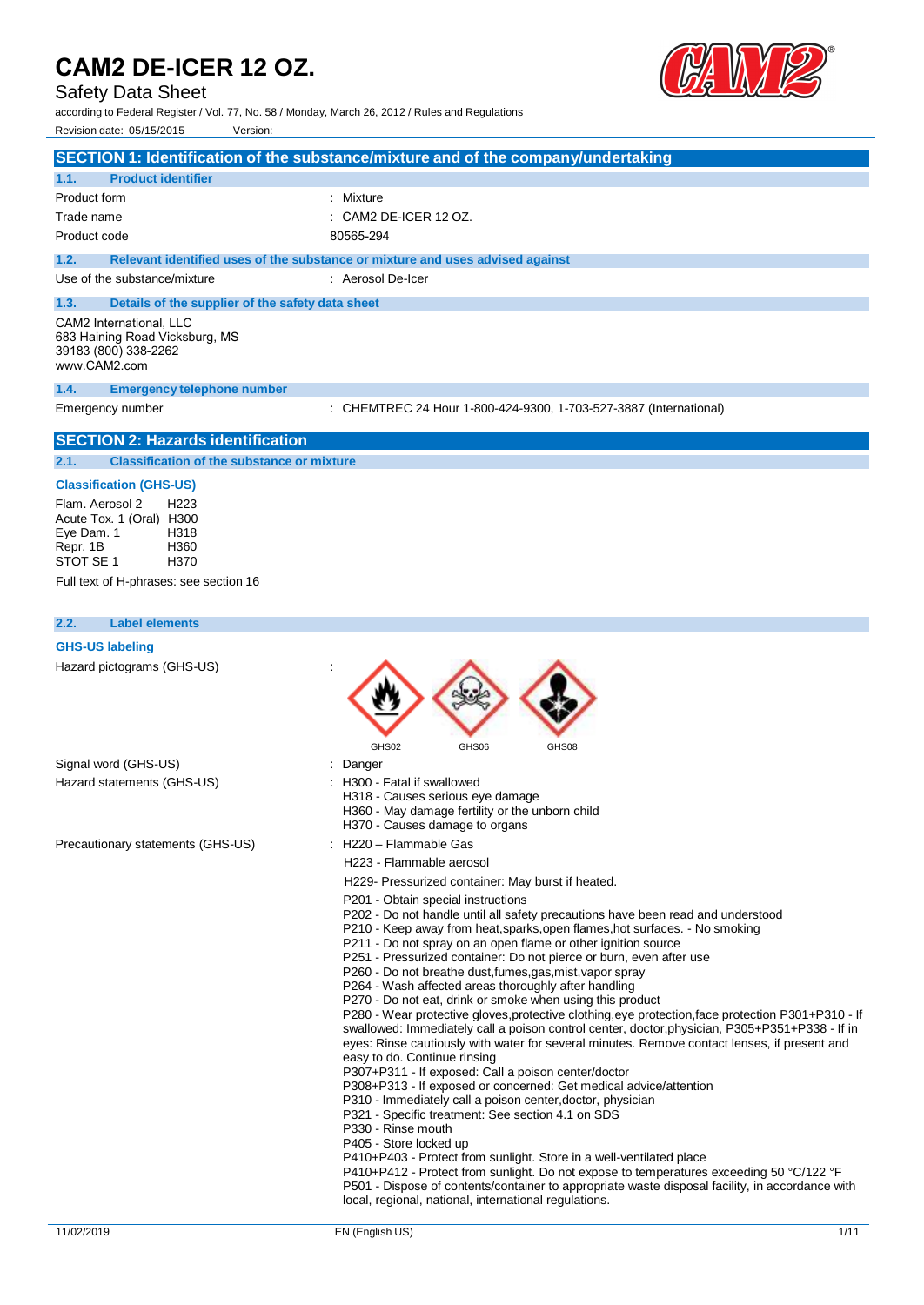# CAM2 DE-ICER 12 OZ.

Safety Data Sheet

according to Federal Register / Vol. 77, No. 58 / Monday, March 26, 2012 / Rules and Regulations

Revision date: 05/15/2015 Version:

## SECTION 1: Identification of the substance/mixture and of the company/undertaking

### 1.1. Product identifier

Product form : Mixture

Trade name : CAM2 DE-ICER 12 OZ.

Product code 80565-294

### 1.2. Relevant identified uses of the substance or mixture and uses advised against

Use of the substance/mixture : Aerosol De-Icer

### 1.3. Details of the supplier of the safety data sheet

CAM2 International, LLC
683 Haining Road Vicksburg, MS
39183 (800) 338-2262
www.CAM2.com

### 1.4. Emergency telephone number

Emergency number : CHEMTREC 24 Hour 1-800-424-9300, 1-703-527-3887 (International)

## SECTION 2: Hazards identification

### 2.1. Classification of the substance or mixture

**Classification (GHS-US)**

| | |
|---|---|
| Flam. Aerosol 2 | H223 |
| Acute Tox. 1 (Oral) | H300 |
| Eye Dam. 1 | H318 |
| Repr. 1B | H360 |
| STOT SE 1 | H370 |

Full text of H-phrases: see section 16

### 2.2. Label elements

**GHS-US labeling**

Hazard pictograms (GHS-US) :

GHS02 GHS06 GHS08

Signal word (GHS-US) : Danger

Hazard statements (GHS-US) : H300 - Fatal if swallowed
H318 - Causes serious eye damage
H360 - May damage fertility or the unborn child
H370 - Causes damage to organs

Precautionary statements (GHS-US) : H220 – Flammable Gas

H223 - Flammable aerosol

H229- Pressurized container: May burst if heated.

P201 - Obtain special instructions
P202 - Do not handle until all safety precautions have been read and understood
P210 - Keep away from heat,sparks,open flames,hot surfaces. - No smoking
P211 - Do not spray on an open flame or other ignition source
P251 - Pressurized container: Do not pierce or burn, even after use
P260 - Do not breathe dust,fumes,gas,mist,vapor spray
P264 - Wash affected areas thoroughly after handling
P270 - Do not eat, drink or smoke when using this product
P280 - Wear protective gloves,protective clothing,eye protection,face protection P301+P310 - If swallowed: Immediately call a poison control center, doctor,physician, P305+P351+P338 - If in eyes: Rinse cautiously with water for several minutes. Remove contact lenses, if present and easy to do. Continue rinsing
P307+P311 - If exposed: Call a poison center/doctor
P308+P313 - If exposed or concerned: Get medical advice/attention
P310 - Immediately call a poison center,doctor, physician
P321 - Specific treatment: See section 4.1 on SDS
P330 - Rinse mouth
P405 - Store locked up
P410+P403 - Protect from sunlight. Store in a well-ventilated place
P410+P412 - Protect from sunlight. Do not expose to temperatures exceeding 50 °C/122 °F
P501 - Dispose of contents/container to appropriate waste disposal facility, in accordance with local, regional, national, international regulations.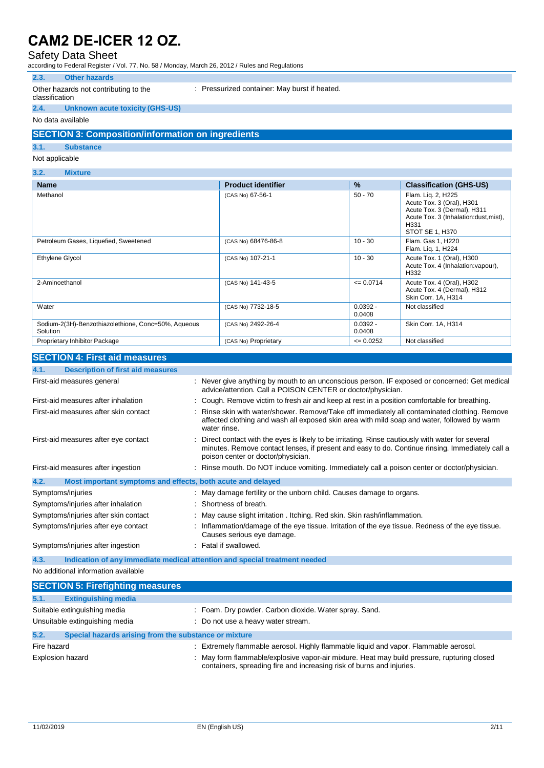# CAM2 DE-ICER 12 OZ.

Safety Data Sheet

according to Federal Register / Vol. 77, No. 58 / Monday, March 26, 2012 / Rules and Regulations

### 2.3. Other hazards

Other hazards not contributing to the classification : Pressurized container: May burst if heated.

### 2.4. Unknown acute toxicity (GHS-US)

No data available

## SECTION 3: Composition/information on ingredients

### 3.1. Substance

Not applicable

### 3.2. Mixture

| Name | Product identifier | % | Classification (GHS-US) |
|---|---|---|---|
| Methanol | (CAS No) 67-56-1 | 50 - 70 | Flam. Liq. 2, H225<br>Acute Tox. 3 (Oral), H301<br>Acute Tox. 3 (Dermal), H311<br>Acute Tox. 3 (Inhalation:dust,mist), H331<br>STOT SE 1, H370 |
| Petroleum Gases, Liquefied, Sweetened | (CAS No) 68476-86-8 | 10 - 30 | Flam. Gas 1, H220<br>Flam. Liq. 1, H224 |
| Ethylene Glycol | (CAS No) 107-21-1 | 10 - 30 | Acute Tox. 1 (Oral), H300<br>Acute Tox. 4 (Inhalation:vapour), H332 |
| 2-Aminoethanol | (CAS No) 141-43-5 | <= 0.0714 | Acute Tox. 4 (Oral), H302<br>Acute Tox. 4 (Dermal), H312<br>Skin Corr. 1A, H314 |
| Water | (CAS No) 7732-18-5 | 0.0392 - 0.0408 | Not classified |
| Sodium-2(3H)-Benzothiazolethione, Conc=50%, Aqueous Solution | (CAS No) 2492-26-4 | 0.0392 - 0.0408 | Skin Corr. 1A, H314 |
| Proprietary Inhibitor Package | (CAS No) Proprietary | <= 0.0252 | Not classified |

## SECTION 4: First aid measures

### 4.1. Description of first aid measures

First-aid measures general : Never give anything by mouth to an unconscious person. IF exposed or concerned: Get medical advice/attention. Call a POISON CENTER or doctor/physician.

First-aid measures after inhalation : Cough. Remove victim to fresh air and keep at rest in a position comfortable for breathing.

First-aid measures after skin contact : Rinse skin with water/shower. Remove/Take off immediately all contaminated clothing. Remove affected clothing and wash all exposed skin area with mild soap and water, followed by warm water rinse.

First-aid measures after eye contact : Direct contact with the eyes is likely to be irritating. Rinse cautiously with water for several minutes. Remove contact lenses, if present and easy to do. Continue rinsing. Immediately call a poison center or doctor/physician.

First-aid measures after ingestion : Rinse mouth. Do NOT induce vomiting. Immediately call a poison center or doctor/physician.

### 4.2. Most important symptoms and effects, both acute and delayed

Symptoms/injuries : May damage fertility or the unborn child. Causes damage to organs.

Symptoms/injuries after inhalation : Shortness of breath.

Symptoms/injuries after skin contact : May cause slight irritation . Itching. Red skin. Skin rash/inflammation.

Symptoms/injuries after eye contact : Inflammation/damage of the eye tissue. Irritation of the eye tissue. Redness of the eye tissue. Causes serious eye damage.

Symptoms/injuries after ingestion : Fatal if swallowed.

### 4.3. Indication of any immediate medical attention and special treatment needed

No additional information available

## SECTION 5: Firefighting measures

### 5.1. Extinguishing media

Suitable extinguishing media : Foam. Dry powder. Carbon dioxide. Water spray. Sand.

Unsuitable extinguishing media : Do not use a heavy water stream.

### 5.2. Special hazards arising from the substance or mixture

Fire hazard : Extremely flammable aerosol. Highly flammable liquid and vapor. Flammable aerosol.

Explosion hazard : May form flammable/explosive vapor-air mixture. Heat may build pressure, rupturing closed containers, spreading fire and increasing risk of burns and injuries.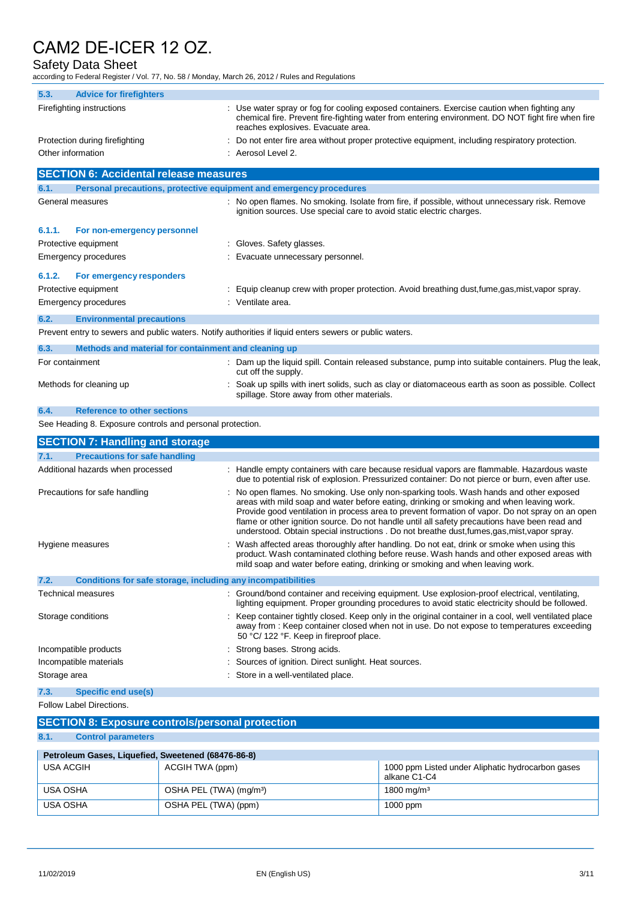### 5.3. Advice for firefighters

Firefighting instructions : Use water spray or fog for cooling exposed containers. Exercise caution when fighting any chemical fire. Prevent fire-fighting water from entering environment. DO NOT fight fire when fire reaches explosives. Evacuate area.

Protection during firefighting : Do not enter fire area without proper protective equipment, including respiratory protection.

Other information : Aerosol Level 2.

## SECTION 6: Accidental release measures

### 6.1. Personal precautions, protective equipment and emergency procedures

General measures : No open flames. No smoking. Isolate from fire, if possible, without unnecessary risk. Remove ignition sources. Use special care to avoid static electric charges.

#### 6.1.1. For non-emergency personnel

Protective equipment : Gloves. Safety glasses.

Emergency procedures : Evacuate unnecessary personnel.

#### 6.1.2. For emergency responders

Protective equipment : Equip cleanup crew with proper protection. Avoid breathing dust,fume,gas,mist,vapor spray.

Emergency procedures : Ventilate area.

### 6.2. Environmental precautions

Prevent entry to sewers and public waters. Notify authorities if liquid enters sewers or public waters.

### 6.3. Methods and material for containment and cleaning up

For containment : Dam up the liquid spill. Contain released substance, pump into suitable containers. Plug the leak, cut off the supply.

Methods for cleaning up : Soak up spills with inert solids, such as clay or diatomaceous earth as soon as possible. Collect spillage. Store away from other materials.

### 6.4. Reference to other sections

See Heading 8. Exposure controls and personal protection.

## SECTION 7: Handling and storage

### 7.1. Precautions for safe handling

Additional hazards when processed : Handle empty containers with care because residual vapors are flammable. Hazardous waste due to potential risk of explosion. Pressurized container: Do not pierce or burn, even after use.

Precautions for safe handling : No open flames. No smoking. Use only non-sparking tools. Wash hands and other exposed areas with mild soap and water before eating, drinking or smoking and when leaving work. Provide good ventilation in process area to prevent formation of vapor. Do not spray on an open flame or other ignition source. Do not handle until all safety precautions have been read and understood. Obtain special instructions . Do not breathe dust,fumes,gas,mist,vapor spray.

Hygiene measures : Wash affected areas thoroughly after handling. Do not eat, drink or smoke when using this product. Wash contaminated clothing before reuse. Wash hands and other exposed areas with mild soap and water before eating, drinking or smoking and when leaving work.

### 7.2. Conditions for safe storage, including any incompatibilities

Technical measures : Ground/bond container and receiving equipment. Use explosion-proof electrical, ventilating, lighting equipment. Proper grounding procedures to avoid static electricity should be followed.

Storage conditions : Keep container tightly closed. Keep only in the original container in a cool, well ventilated place away from : Keep container closed when not in use. Do not expose to temperatures exceeding 50 °C/ 122 °F. Keep in fireproof place.

Incompatible products : Strong bases. Strong acids.

Incompatible materials : Sources of ignition. Direct sunlight. Heat sources.

Storage area : Store in a well-ventilated place.

### 7.3. Specific end use(s)

Follow Label Directions.

## SECTION 8: Exposure controls/personal protection

### 8.1. Control parameters

| Petroleum Gases, Liquefied, Sweetened (68476-86-8) | | |
|---|---|---|
| USA ACGIH | ACGIH TWA (ppm) | 1000 ppm Listed under Aliphatic hydrocarbon gases alkane C1-C4 |
| USA OSHA | OSHA PEL (TWA) (mg/m³) | 1800 mg/m³ |
| USA OSHA | OSHA PEL (TWA) (ppm) | 1000 ppm |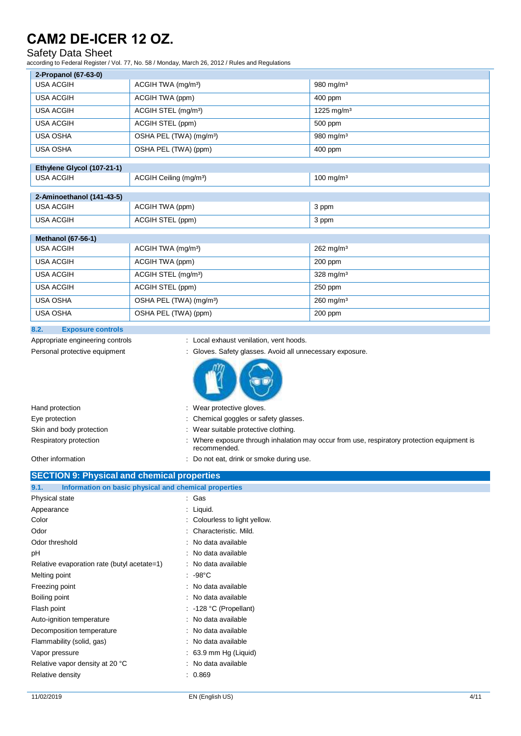| 2-Propanol (67-63-0) | | |
|---|---|---|
| USA ACGIH | ACGIH TWA (mg/m³) | 980 mg/m³ |
| USA ACGIH | ACGIH TWA (ppm) | 400 ppm |
| USA ACGIH | ACGIH STEL (mg/m³) | 1225 mg/m³ |
| USA ACGIH | ACGIH STEL (ppm) | 500 ppm |
| USA OSHA | OSHA PEL (TWA) (mg/m³) | 980 mg/m³ |
| USA OSHA | OSHA PEL (TWA) (ppm) | 400 ppm |

| Ethylene Glycol (107-21-1) | | |
|---|---|---|
| USA ACGIH | ACGIH Ceiling (mg/m³) | 100 mg/m³ |

| 2-Aminoethanol (141-43-5) | | |
|---|---|---|
| USA ACGIH | ACGIH TWA (ppm) | 3 ppm |
| USA ACGIH | ACGIH STEL (ppm) | 3 ppm |

| Methanol (67-56-1) | | |
|---|---|---|
| USA ACGIH | ACGIH TWA (mg/m³) | 262 mg/m³ |
| USA ACGIH | ACGIH TWA (ppm) | 200 ppm |
| USA ACGIH | ACGIH STEL (mg/m³) | 328 mg/m³ |
| USA ACGIH | ACGIH STEL (ppm) | 250 ppm |
| USA OSHA | OSHA PEL (TWA) (mg/m³) | 260 mg/m³ |
| USA OSHA | OSHA PEL (TWA) (ppm) | 200 ppm |

### 8.2. Exposure controls

Appropriate engineering controls : Local exhaust venilation, vent hoods.

Personal protective equipment : Gloves. Safety glasses. Avoid all unnecessary exposure.

Hand protection : Wear protective gloves.

Eye protection : Chemical goggles or safety glasses.

Skin and body protection : Wear suitable protective clothing.

Respiratory protection : Where exposure through inhalation may occur from use, respiratory protection equipment is recommended.

Other information : Do not eat, drink or smoke during use.

## SECTION 9: Physical and chemical properties

### 9.1. Information on basic physical and chemical properties

Physical state : Gas

Appearance : Liquid.

Color : Colourless to light yellow.

Odor : Characteristic. Mild.

Odor threshold : No data available

pH : No data available

Relative evaporation rate (butyl acetate=1) : No data available

Melting point : -98°C

Freezing point : No data available

Boiling point : No data available

Flash point : -128 °C (Propellant)

Auto-ignition temperature : No data available

Decomposition temperature : No data available

Flammability (solid, gas) : No data available

Vapor pressure : 63.9 mm Hg (Liquid)

Relative vapor density at 20 °C : No data available

Relative density : 0.869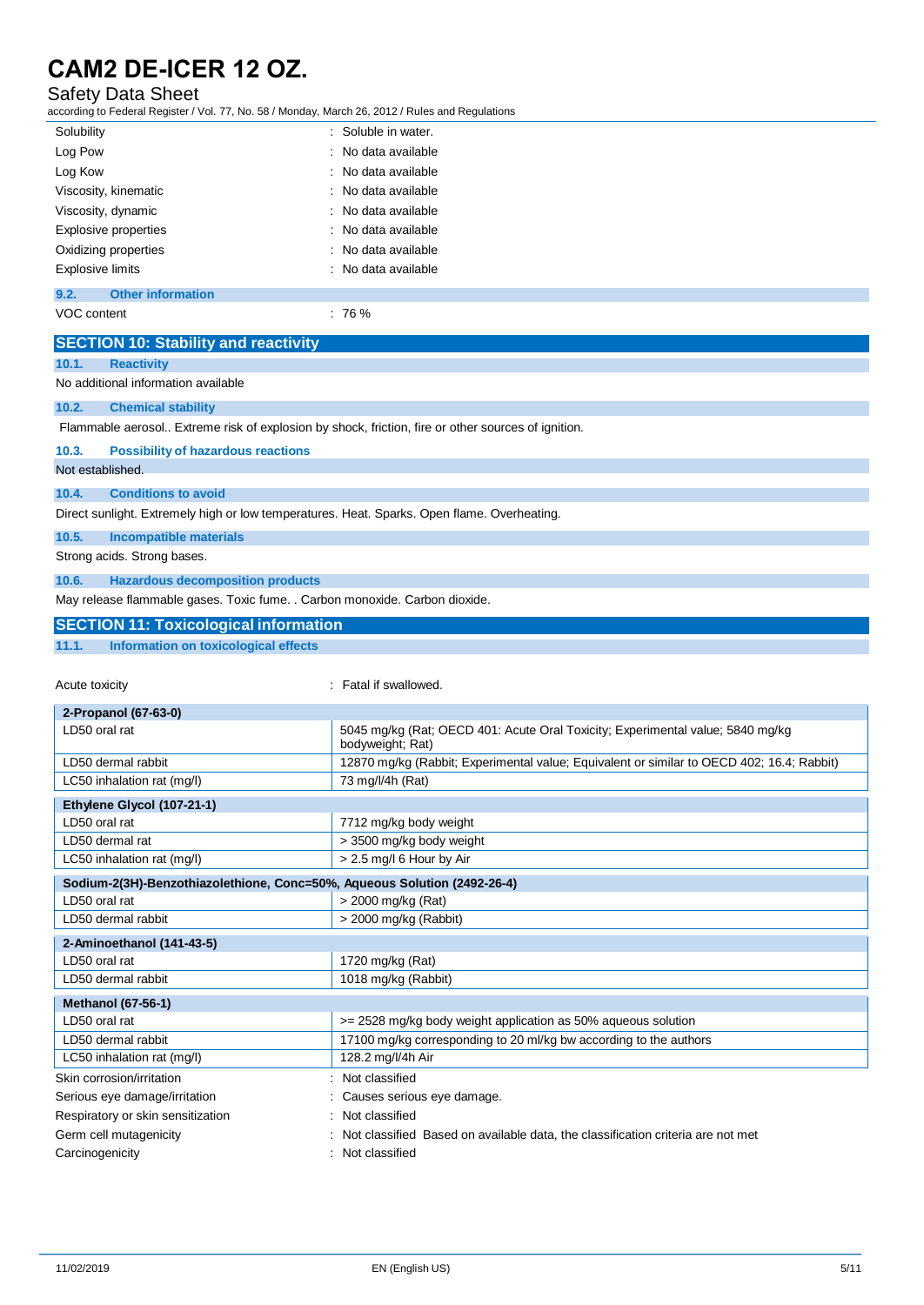| | |
|---|---|
| Solubility | : Soluble in water. |
| Log Pow | : No data available |
| Log Kow | : No data available |
| Viscosity, kinematic | : No data available |
| Viscosity, dynamic | : No data available |
| Explosive properties | : No data available |
| Oxidizing properties | : No data available |
| Explosive limits | : No data available |

### 9.2. Other information

| | |
|---|---|
| VOC content | : 76 % |

## SECTION 10: Stability and reactivity

### 10.1. Reactivity

No additional information available

### 10.2. Chemical stability

Flammable aerosol.. Extreme risk of explosion by shock, friction, fire or other sources of ignition.

### 10.3. Possibility of hazardous reactions

Not established.

### 10.4. Conditions to avoid

Direct sunlight. Extremely high or low temperatures. Heat. Sparks. Open flame. Overheating.

### 10.5. Incompatible materials

Strong acids. Strong bases.

### 10.6. Hazardous decomposition products

May release flammable gases. Toxic fume. . Carbon monoxide. Carbon dioxide.

## SECTION 11: Toxicological information

### 11.1. Information on toxicological effects

| | |
|---|---|
| Acute toxicity | : Fatal if swallowed. |

| **2-Propanol (67-63-0)** | |
|---|---|
| LD50 oral rat | 5045 mg/kg (Rat; OECD 401: Acute Oral Toxicity; Experimental value; 5840 mg/kg bodyweight; Rat) |
| LD50 dermal rabbit | 12870 mg/kg (Rabbit; Experimental value; Equivalent or similar to OECD 402; 16.4; Rabbit) |
| LC50 inhalation rat (mg/l) | 73 mg/l/4h (Rat) |

| **Ethylene Glycol (107-21-1)** | |
|---|---|
| LD50 oral rat | 7712 mg/kg body weight |
| LD50 dermal rat | > 3500 mg/kg body weight |
| LC50 inhalation rat (mg/l) | > 2.5 mg/l 6 Hour by Air |

| **Sodium-2(3H)-Benzothiazolethione, Conc=50%, Aqueous Solution (2492-26-4)** | |
|---|---|
| LD50 oral rat | > 2000 mg/kg (Rat) |
| LD50 dermal rabbit | > 2000 mg/kg (Rabbit) |

| **2-Aminoethanol (141-43-5)** | |
|---|---|
| LD50 oral rat | 1720 mg/kg (Rat) |
| LD50 dermal rabbit | 1018 mg/kg (Rabbit) |

| **Methanol (67-56-1)** | |
|---|---|
| LD50 oral rat | >= 2528 mg/kg body weight application as 50% aqueous solution |
| LD50 dermal rabbit | 17100 mg/kg corresponding to 20 ml/kg bw according to the authors |
| LC50 inhalation rat (mg/l) | 128.2 mg/l/4h Air |

| | |
|---|---|
| Skin corrosion/irritation | : Not classified |
| Serious eye damage/irritation | : Causes serious eye damage. |
| Respiratory or skin sensitization | : Not classified |
| Germ cell mutagenicity | : Not classified Based on available data, the classification criteria are not met |
| Carcinogenicity | : Not classified |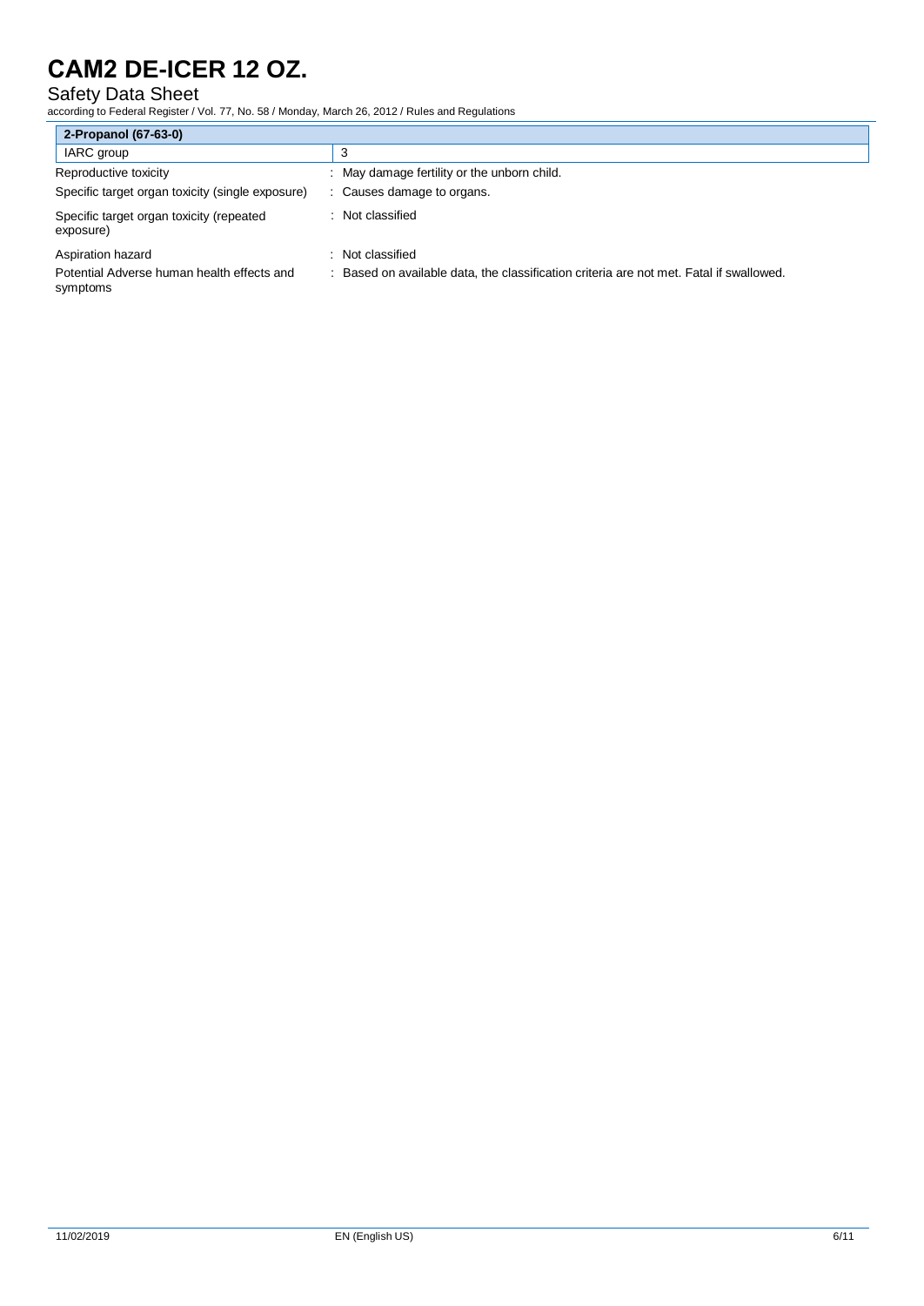| 2-Propanol (67-63-0) | |
|---|---|
| IARC group | 3 |

Reproductive toxicity : May damage fertility or the unborn child.

Specific target organ toxicity (single exposure) : Causes damage to organs.

Specific target organ toxicity (repeated exposure) : Not classified

Aspiration hazard : Not classified

Potential Adverse human health effects and symptoms : Based on available data, the classification criteria are not met. Fatal if swallowed.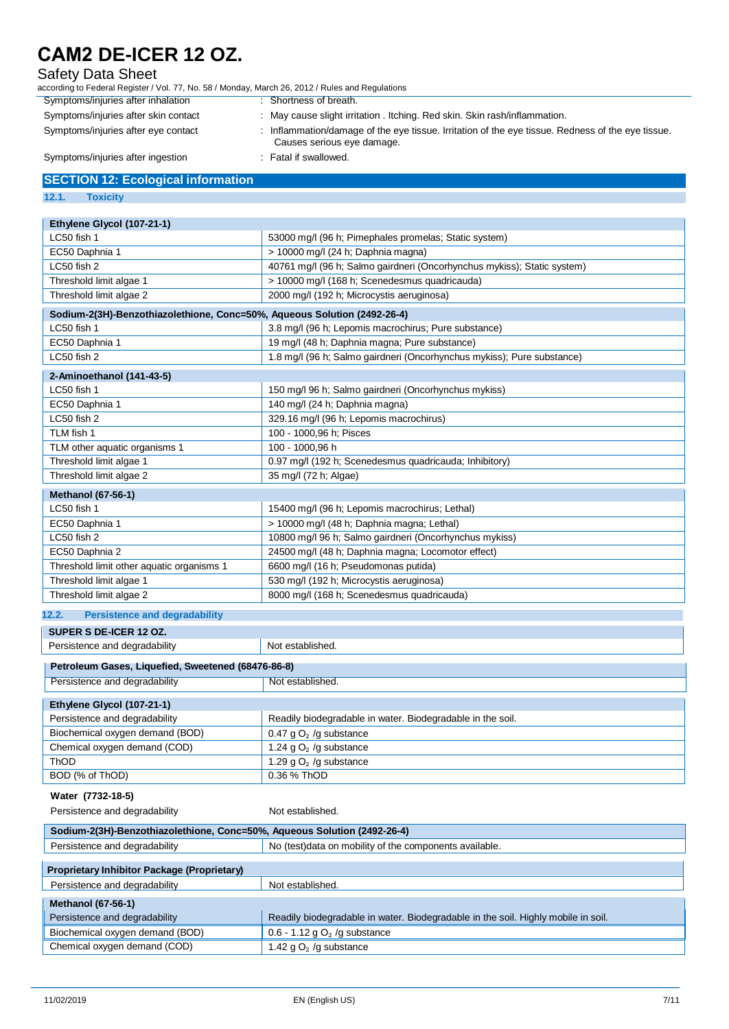| | |
|---|---|
| Symptoms/injuries after inhalation | : Shortness of breath. |
| Symptoms/injuries after skin contact | : May cause slight irritation . Itching. Red skin. Skin rash/inflammation. |
| Symptoms/injuries after eye contact | : Inflammation/damage of the eye tissue. Irritation of the eye tissue. Redness of the eye tissue. Causes serious eye damage. |
| Symptoms/injuries after ingestion | : Fatal if swallowed. |

## SECTION 12: Ecological information

### 12.1. Toxicity

| Ethylene Glycol (107-21-1) | |
|---|---|
| LC50 fish 1 | 53000 mg/l (96 h; Pimephales promelas; Static system) |
| EC50 Daphnia 1 | > 10000 mg/l (24 h; Daphnia magna) |
| LC50 fish 2 | 40761 mg/l (96 h; Salmo gairdneri (Oncorhynchus mykiss); Static system) |
| Threshold limit algae 1 | > 10000 mg/l (168 h; Scenedesmus quadricauda) |
| Threshold limit algae 2 | 2000 mg/l (192 h; Microcystis aeruginosa) |

| Sodium-2(3H)-Benzothiazolethione, Conc=50%, Aqueous Solution (2492-26-4) | |
|---|---|
| LC50 fish 1 | 3.8 mg/l (96 h; Lepomis macrochirus; Pure substance) |
| EC50 Daphnia 1 | 19 mg/l (48 h; Daphnia magna; Pure substance) |
| LC50 fish 2 | 1.8 mg/l (96 h; Salmo gairdneri (Oncorhynchus mykiss); Pure substance) |

| 2-Aminoethanol (141-43-5) | |
|---|---|
| LC50 fish 1 | 150 mg/l 96 h; Salmo gairdneri (Oncorhynchus mykiss) |
| EC50 Daphnia 1 | 140 mg/l (24 h; Daphnia magna) |
| LC50 fish 2 | 329.16 mg/l (96 h; Lepomis macrochirus) |
| TLM fish 1 | 100 - 1000,96 h; Pisces |
| TLM other aquatic organisms 1 | 100 - 1000,96 h |
| Threshold limit algae 1 | 0.97 mg/l (192 h; Scenedesmus quadricauda; Inhibitory) |
| Threshold limit algae 2 | 35 mg/l (72 h; Algae) |

| Methanol (67-56-1) | |
|---|---|
| LC50 fish 1 | 15400 mg/l (96 h; Lepomis macrochirus; Lethal) |
| EC50 Daphnia 1 | > 10000 mg/l (48 h; Daphnia magna; Lethal) |
| LC50 fish 2 | 10800 mg/l 96 h; Salmo gairdneri (Oncorhynchus mykiss) |
| EC50 Daphnia 2 | 24500 mg/l (48 h; Daphnia magna; Locomotor effect) |
| Threshold limit other aquatic organisms 1 | 6600 mg/l (16 h; Pseudomonas putida) |
| Threshold limit algae 1 | 530 mg/l (192 h; Microcystis aeruginosa) |
| Threshold limit algae 2 | 8000 mg/l (168 h; Scenedesmus quadricauda) |

### 12.2. Persistence and degradability

| SUPER S DE-ICER 12 OZ. | |
|---|---|
| Persistence and degradability | Not established. |

| Petroleum Gases, Liquefied, Sweetened (68476-86-8) | |
|---|---|
| Persistence and degradability | Not established. |

| Ethylene Glycol (107-21-1) | |
|---|---|
| Persistence and degradability | Readily biodegradable in water. Biodegradable in the soil. |
| Biochemical oxygen demand (BOD) | 0.47 g $O_2$ /g substance |
| Chemical oxygen demand (COD) | 1.24 g $O_2$ /g substance |
| ThOD | 1.29 g $O_2$ /g substance |
| BOD (% of ThOD) | 0.36 % ThOD |

| Water (7732-18-5) | |
|---|---|
| Persistence and degradability | Not established. |

| Sodium-2(3H)-Benzothiazolethione, Conc=50%, Aqueous Solution (2492-26-4) | |
|---|---|
| Persistence and degradability | No (test)data on mobility of the components available. |

| Proprietary Inhibitor Package (Proprietary) | |
|---|---|
| Persistence and degradability | Not established. |

| Methanol (67-56-1) | |
|---|---|
| Persistence and degradability | Readily biodegradable in water. Biodegradable in the soil. Highly mobile in soil. |
| Biochemical oxygen demand (BOD) | 0.6 - 1.12 g $O_2$ /g substance |
| Chemical oxygen demand (COD) | 1.42 g $O_2$ /g substance |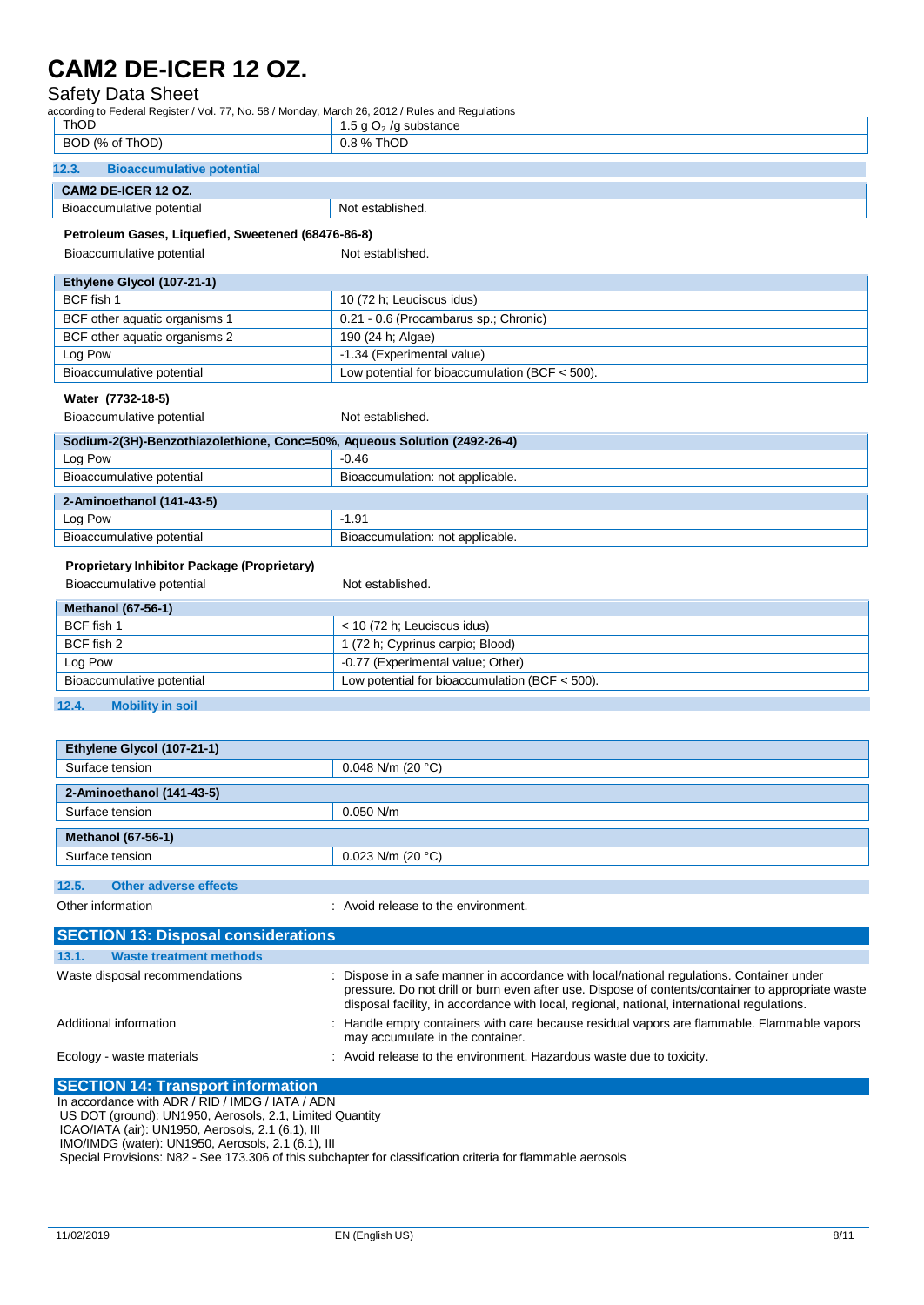| ThOD | 1.5 g $O_2$ /g substance |
| --- | --- |
| BOD (% of ThOD) | 0.8 % ThOD |

### 12.3. Bioaccumulative potential

| CAM2 DE-ICER 12 OZ. | |
| --- | --- |
| Bioaccumulative potential | Not established. |

**Petroleum Gases, Liquefied, Sweetened (68476-86-8)**

| | |
| --- | --- |
| Bioaccumulative potential | Not established. |

| Ethylene Glycol (107-21-1) | |
| --- | --- |
| BCF fish 1 | 10 (72 h; Leuciscus idus) |
| BCF other aquatic organisms 1 | 0.21 - 0.6 (Procambarus sp.; Chronic) |
| BCF other aquatic organisms 2 | 190 (24 h; Algae) |
| Log Pow | -1.34 (Experimental value) |
| Bioaccumulative potential | Low potential for bioaccumulation (BCF < 500). |

**Water (7732-18-5)**

| | |
| --- | --- |
| Bioaccumulative potential | Not established. |

| Sodium-2(3H)-Benzothiazolethione, Conc=50%, Aqueous Solution (2492-26-4) | |
| --- | --- |
| Log Pow | -0.46 |
| Bioaccumulative potential | Bioaccumulation: not applicable. |

| 2-Aminoethanol (141-43-5) | |
| --- | --- |
| Log Pow | -1.91 |
| Bioaccumulative potential | Bioaccumulation: not applicable. |

**Proprietary Inhibitor Package (Proprietary)**

| | |
| --- | --- |
| Bioaccumulative potential | Not established. |

| Methanol (67-56-1) | |
| --- | --- |
| BCF fish 1 | < 10 (72 h; Leuciscus idus) |
| BCF fish 2 | 1 (72 h; Cyprinus carpio; Blood) |
| Log Pow | -0.77 (Experimental value; Other) |
| Bioaccumulative potential | Low potential for bioaccumulation (BCF < 500). |

### 12.4. Mobility in soil

| Ethylene Glycol (107-21-1) | |
| --- | --- |
| Surface tension | 0.048 N/m (20 °C) |

| 2-Aminoethanol (141-43-5) | |
| --- | --- |
| Surface tension | 0.050 N/m |

| Methanol (67-56-1) | |
| --- | --- |
| Surface tension | 0.023 N/m (20 °C) |

### 12.5. Other adverse effects

Other information : Avoid release to the environment.

## SECTION 13: Disposal considerations

### 13.1. Waste treatment methods

Waste disposal recommendations : Dispose in a safe manner in accordance with local/national regulations. Container under pressure. Do not drill or burn even after use. Dispose of contents/container to appropriate waste disposal facility, in accordance with local, regional, national, international regulations.

Additional information : Handle empty containers with care because residual vapors are flammable. Flammable vapors may accumulate in the container.

Ecology - waste materials : Avoid release to the environment. Hazardous waste due to toxicity.

## SECTION 14: Transport information

In accordance with ADR / RID / IMDG / IATA / ADN
US DOT (ground): UN1950, Aerosols, 2.1, Limited Quantity
ICAO/IATA (air): UN1950, Aerosols, 2.1 (6.1), III
IMO/IMDG (water): UN1950, Aerosols, 2.1 (6.1), III
Special Provisions: N82 - See 173.306 of this subchapter for classification criteria for flammable aerosols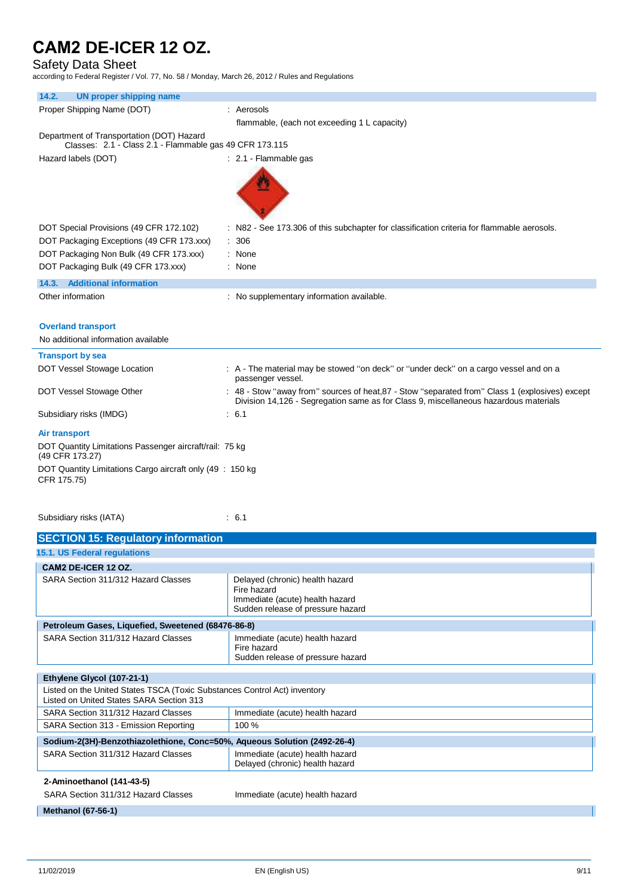### 14.2. UN proper shipping name

| | |
|---|---|
| Proper Shipping Name (DOT) | : Aerosols flammable, (each not exceeding 1 L capacity) |
| Department of Transportation (DOT) Hazard Classes | : 2.1 - Class 2.1 - Flammable gas 49 CFR 173.115 |
| Hazard labels (DOT) | : 2.1 - Flammable gas |
| DOT Special Provisions (49 CFR 172.102) | : N82 - See 173.306 of this subchapter for classification criteria for flammable aerosols. |
| DOT Packaging Exceptions (49 CFR 173.xxx) | : 306 |
| DOT Packaging Non Bulk (49 CFR 173.xxx) | : None |
| DOT Packaging Bulk (49 CFR 173.xxx) | : None |

### 14.3. Additional information

Other information : No supplementary information available.

**Overland transport**

No additional information available

**Transport by sea**

| | |
|---|---|
| DOT Vessel Stowage Location | : A - The material may be stowed "on deck" or "under deck" on a cargo vessel and on a passenger vessel. |
| DOT Vessel Stowage Other | : 48 - Stow "away from" sources of heat,87 - Stow "separated from" Class 1 (explosives) except Division 14,126 - Segregation same as for Class 9, miscellaneous hazardous materials |
| Subsidiary risks (IMDG) | : 6.1 |

**Air transport**

| | |
|---|---|
| DOT Quantity Limitations Passenger aircraft/rail: (49 CFR 173.27) | 75 kg |
| DOT Quantity Limitations Cargo aircraft only (49 CFR 175.75) | : 150 kg |
| Subsidiary risks (IATA) | : 6.1 |

## SECTION 15: Regulatory information

### 15.1. US Federal regulations

| CAM2 DE-ICER 12 OZ. | |
|---|---|
| SARA Section 311/312 Hazard Classes | Delayed (chronic) health hazard<br>Fire hazard<br>Immediate (acute) health hazard<br>Sudden release of pressure hazard |

| Petroleum Gases, Liquefied, Sweetened (68476-86-8) | |
|---|---|
| SARA Section 311/312 Hazard Classes | Immediate (acute) health hazard<br>Fire hazard<br>Sudden release of pressure hazard |

| Ethylene Glycol (107-21-1) | |
|---|---|
| Listed on the United States TSCA (Toxic Substances Control Act) inventory<br>Listed on United States SARA Section 313 | |
| SARA Section 311/312 Hazard Classes | Immediate (acute) health hazard |
| SARA Section 313 - Emission Reporting | 100 % |

| Sodium-2(3H)-Benzothiazolethione, Conc=50%, Aqueous Solution (2492-26-4) | |
|---|---|
| SARA Section 311/312 Hazard Classes | Immediate (acute) health hazard<br>Delayed (chronic) health hazard |

| 2-Aminoethanol (141-43-5) | |
|---|---|
| SARA Section 311/312 Hazard Classes | Immediate (acute) health hazard |

**Methanol (67-56-1)**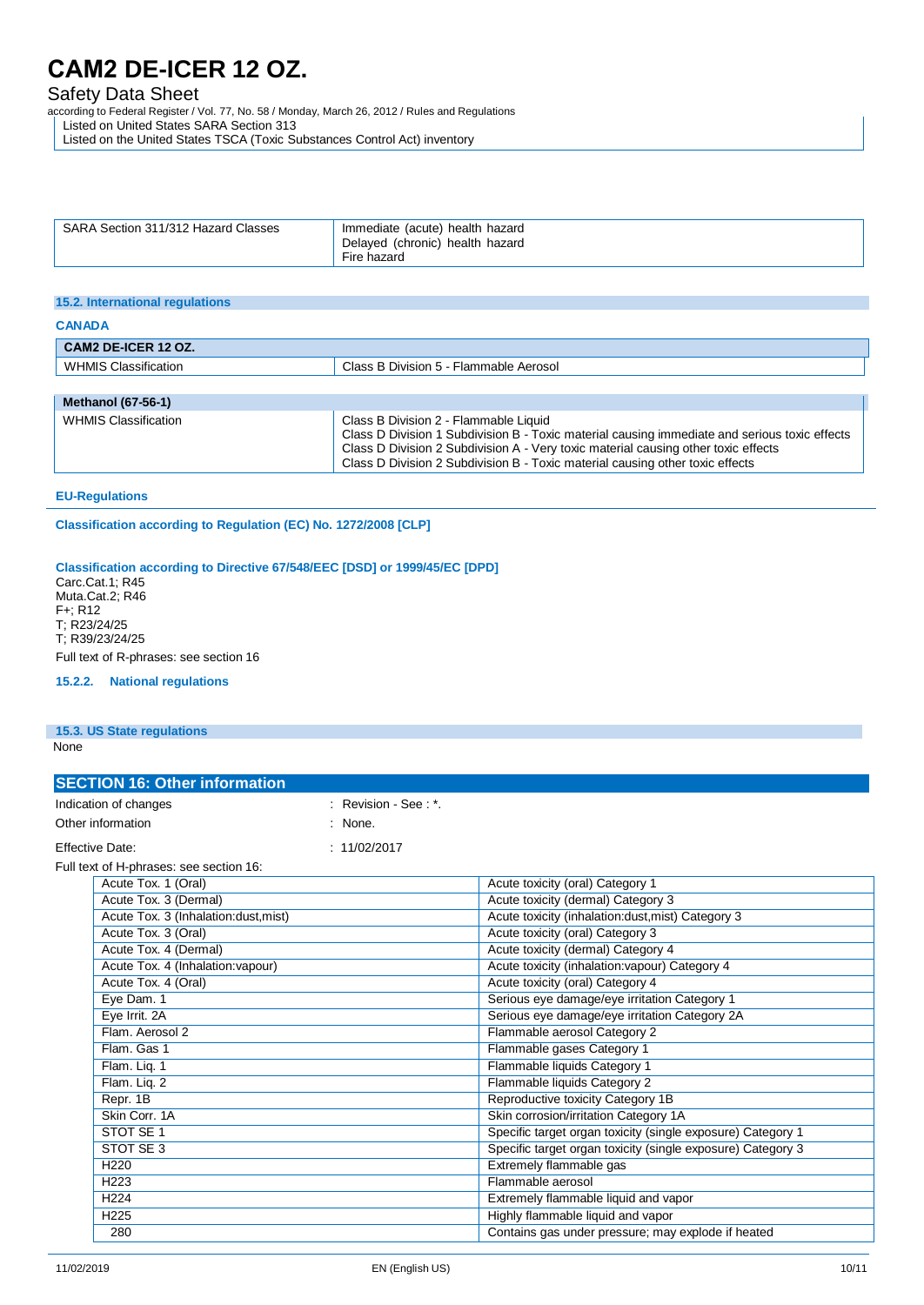Listed on United States SARA Section 313

Listed on the United States TSCA (Toxic Substances Control Act) inventory

| SARA Section 311/312 Hazard Classes | Immediate (acute) health hazard<br>Delayed (chronic) health hazard<br>Fire hazard |
|---|---|

### 15.2. International regulations

**CANADA**

| CAM2 DE-ICER 12 OZ. | |
|---|---|
| WHMIS Classification | Class B Division 5 - Flammable Aerosol |

| Methanol (67-56-1) | |
|---|---|
| WHMIS Classification | Class B Division 2 - Flammable Liquid<br>Class D Division 1 Subdivision B - Toxic material causing immediate and serious toxic effects<br>Class D Division 2 Subdivision A - Very toxic material causing other toxic effects<br>Class D Division 2 Subdivision B - Toxic material causing other toxic effects |

**EU-Regulations**

**Classification according to Regulation (EC) No. 1272/2008 [CLP]**

**Classification according to Directive 67/548/EEC [DSD] or 1999/45/EC [DPD]**

Carc.Cat.1; R45
Muta.Cat.2; R46
F+; R12
T; R23/24/25
T; R39/23/24/25

Full text of R-phrases: see section 16

#### 15.2.2. National regulations

### 15.3. US State regulations

None

## SECTION 16: Other information

Indication of changes : Revision - See : *.

Other information : None.

Effective Date: : 11/02/2017

Full text of H-phrases: see section 16:

| | |
|---|---|
| Acute Tox. 1 (Oral) | Acute toxicity (oral) Category 1 |
| Acute Tox. 3 (Dermal) | Acute toxicity (dermal) Category 3 |
| Acute Tox. 3 (Inhalation:dust,mist) | Acute toxicity (inhalation:dust,mist) Category 3 |
| Acute Tox. 3 (Oral) | Acute toxicity (oral) Category 3 |
| Acute Tox. 4 (Dermal) | Acute toxicity (dermal) Category 4 |
| Acute Tox. 4 (Inhalation:vapour) | Acute toxicity (inhalation:vapour) Category 4 |
| Acute Tox. 4 (Oral) | Acute toxicity (oral) Category 4 |
| Eye Dam. 1 | Serious eye damage/eye irritation Category 1 |
| Eye Irrit. 2A | Serious eye damage/eye irritation Category 2A |
| Flam. Aerosol 2 | Flammable aerosol Category 2 |
| Flam. Gas 1 | Flammable gases Category 1 |
| Flam. Liq. 1 | Flammable liquids Category 1 |
| Flam. Liq. 2 | Flammable liquids Category 2 |
| Repr. 1B | Reproductive toxicity Category 1B |
| Skin Corr. 1A | Skin corrosion/irritation Category 1A |
| STOT SE 1 | Specific target organ toxicity (single exposure) Category 1 |
| STOT SE 3 | Specific target organ toxicity (single exposure) Category 3 |
| H220 | Extremely flammable gas |
| H223 | Flammable aerosol |
| H224 | Extremely flammable liquid and vapor |
| H225 | Highly flammable liquid and vapor |
| 280 | Contains gas under pressure; may explode if heated |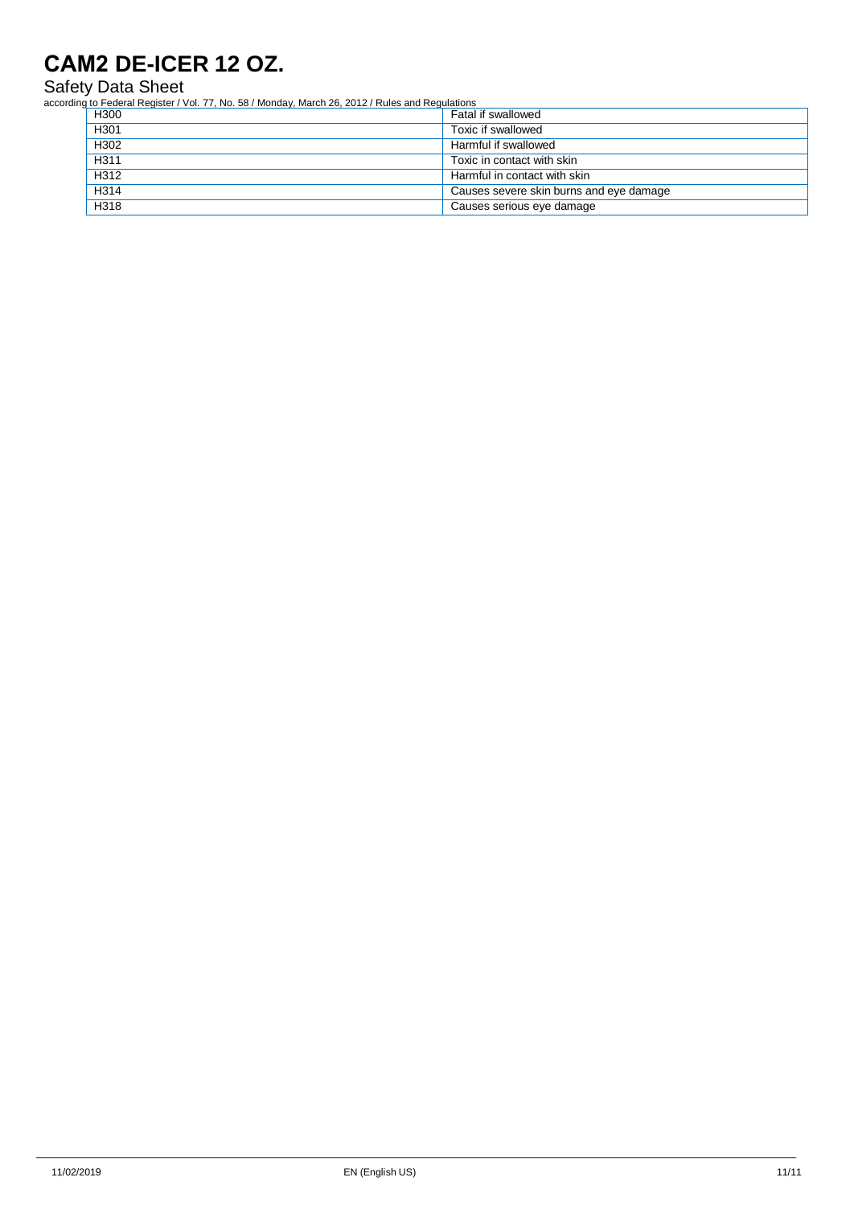| H300 | Fatal if swallowed |
|---|---|
| H301 | Toxic if swallowed |
| H302 | Harmful if swallowed |
| H311 | Toxic in contact with skin |
| H312 | Harmful in contact with skin |
| H314 | Causes severe skin burns and eye damage |
| H318 | Causes serious eye damage |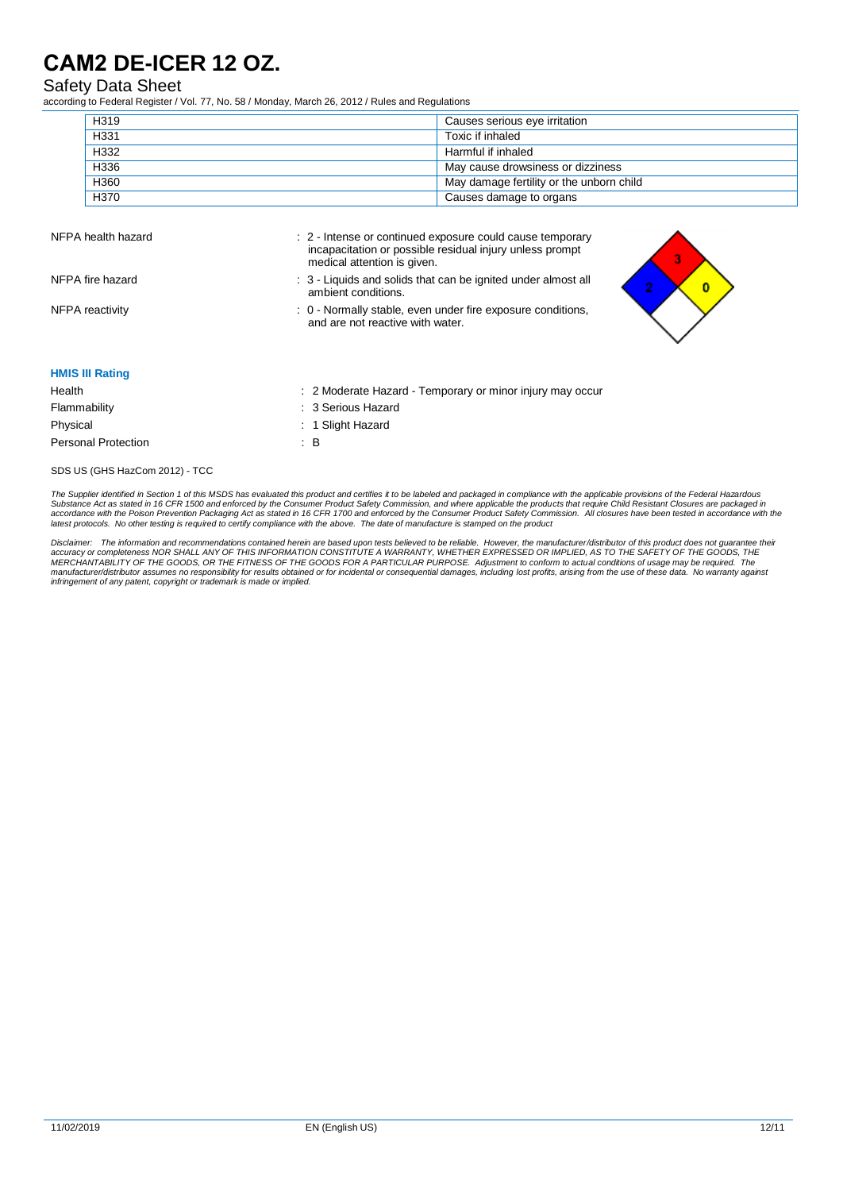| | |
|---|---|
| H319 | Causes serious eye irritation |
| H331 | Toxic if inhaled |
| H332 | Harmful if inhaled |
| H336 | May cause drowsiness or dizziness |
| H360 | May damage fertility or the unborn child |
| H370 | Causes damage to organs |

NFPA health hazard : 2 - Intense or continued exposure could cause temporary incapacitation or possible residual injury unless prompt medical attention is given.

NFPA fire hazard : 3 - Liquids and solids that can be ignited under almost all ambient conditions.

NFPA reactivity : 0 - Normally stable, even under fire exposure conditions, and are not reactive with water.

3

2 0

### HMIS III Rating

Health : 2 Moderate Hazard - Temporary or minor injury may occur

Flammability : 3 Serious Hazard

Physical : 1 Slight Hazard

Personal Protection : B

SDS US (GHS HazCom 2012) - TCC

*The Supplier identified in Section 1 of this MSDS has evaluated this product and certifies it to be labeled and packaged in compliance with the applicable provisions of the Federal Hazardous Substance Act as stated in 16 CFR 1500 and enforced by the Consumer Product Safety Commission, and where applicable the products that require Child Resistant Closures are packaged in accordance with the Poison Prevention Packaging Act as stated in 16 CFR 1700 and enforced by the Consumer Product Safety Commission. All closures have been tested in accordance with the latest protocols. No other testing is required to certify compliance with the above. The date of manufacture is stamped on the product*

*Disclaimer: The information and recommendations contained herein are based upon tests believed to be reliable. However, the manufacturer/distributor of this product does not guarantee their accuracy or completeness NOR SHALL ANY OF THIS INFORMATION CONSTITUTE A WARRANTY, WHETHER EXPRESSED OR IMPLIED, AS TO THE SAFETY OF THE GOODS, THE MERCHANTABILITY OF THE GOODS, OR THE FITNESS OF THE GOODS FOR A PARTICULAR PURPOSE. Adjustment to conform to actual conditions of usage may be required. The manufacturer/distributor assumes no responsibility for results obtained or for incidental or consequential damages, including lost profits, arising from the use of these data. No warranty against infringement of any patent, copyright or trademark is made or implied.*